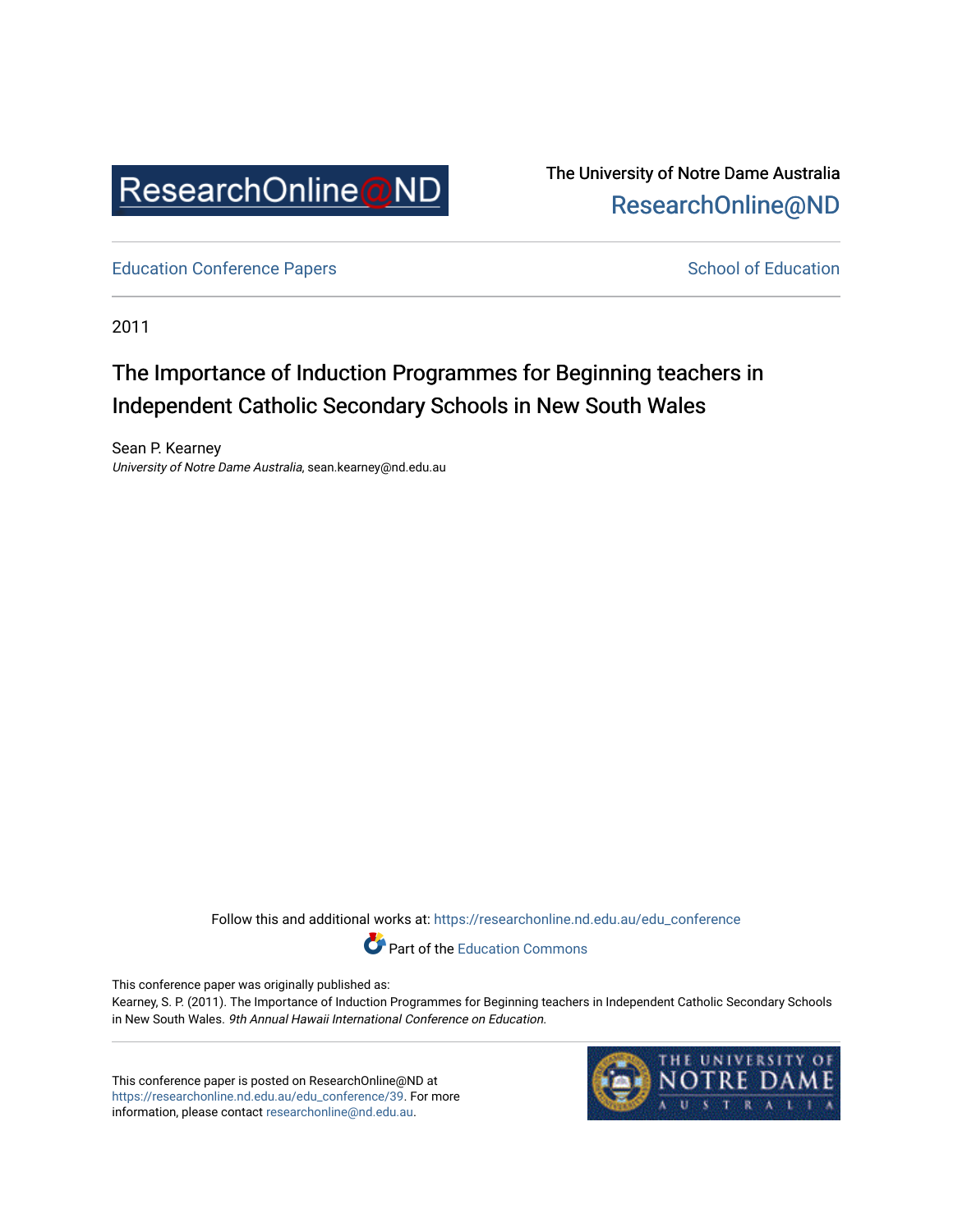The University of Notre Dame Australia
ResearchOnline@ND

Education Conference Papers

School of Education

2011

# The Importance of Induction Programmes for Beginning teachers in Independent Catholic Secondary Schools in New South Wales

Sean P. Kearney
*University of Notre Dame Australia*, sean.kearney@nd.edu.au

Follow this and additional works at: https://researchonline.nd.edu.au/edu_conference

Part of the Education Commons

This conference paper was originally published as:
Kearney, S. P. (2011). The Importance of Induction Programmes for Beginning teachers in Independent Catholic Secondary Schools in New South Wales. *9th Annual Hawaii International Conference on Education.*

This conference paper is posted on ResearchOnline@ND at https://researchonline.nd.edu.au/edu_conference/39. For more information, please contact researchonline@nd.edu.au.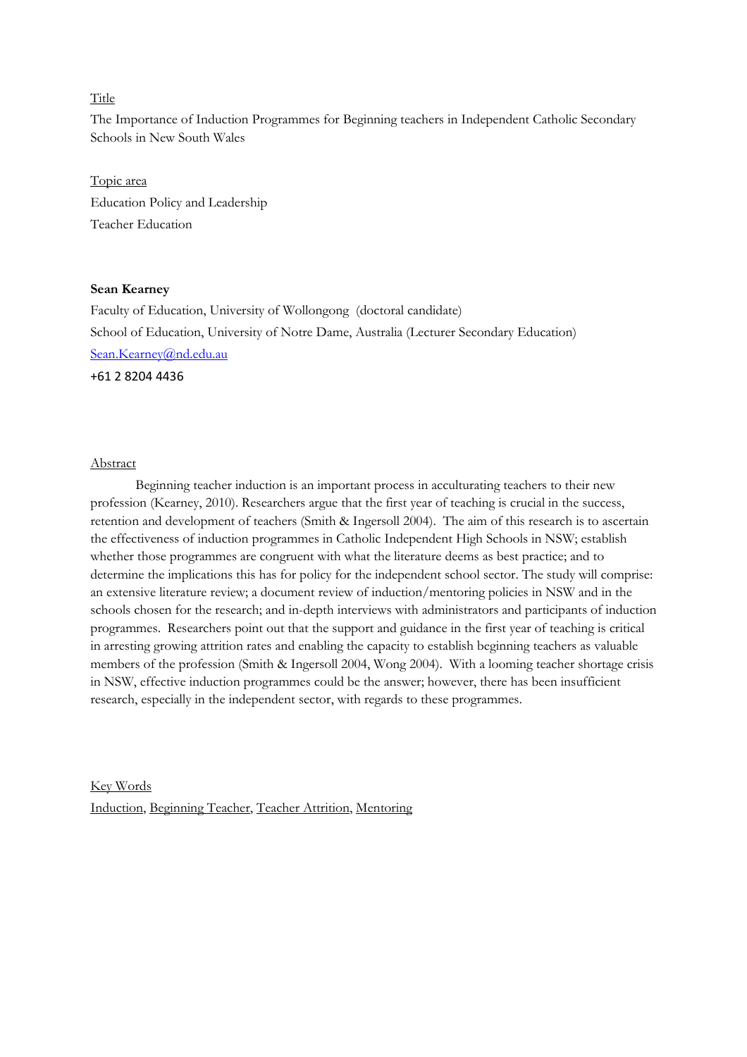Title

The Importance of Induction Programmes for Beginning teachers in Independent Catholic Secondary Schools in New South Wales

Topic area

Education Policy and Leadership

Teacher Education

**Sean Kearney**

Faculty of Education, University of Wollongong (doctoral candidate)

School of Education, University of Notre Dame, Australia (Lecturer Secondary Education)

Sean.Kearney@nd.edu.au

+61 2 8204 4436

Abstract

Beginning teacher induction is an important process in acculturating teachers to their new profession (Kearney, 2010). Researchers argue that the first year of teaching is crucial in the success, retention and development of teachers (Smith & Ingersoll 2004). The aim of this research is to ascertain the effectiveness of induction programmes in Catholic Independent High Schools in NSW; establish whether those programmes are congruent with what the literature deems as best practice; and to determine the implications this has for policy for the independent school sector. The study will comprise: an extensive literature review; a document review of induction/mentoring policies in NSW and in the schools chosen for the research; and in-depth interviews with administrators and participants of induction programmes. Researchers point out that the support and guidance in the first year of teaching is critical in arresting growing attrition rates and enabling the capacity to establish beginning teachers as valuable members of the profession (Smith & Ingersoll 2004, Wong 2004). With a looming teacher shortage crisis in NSW, effective induction programmes could be the answer; however, there has been insufficient research, especially in the independent sector, with regards to these programmes.

Key Words

Induction, Beginning Teacher, Teacher Attrition, Mentoring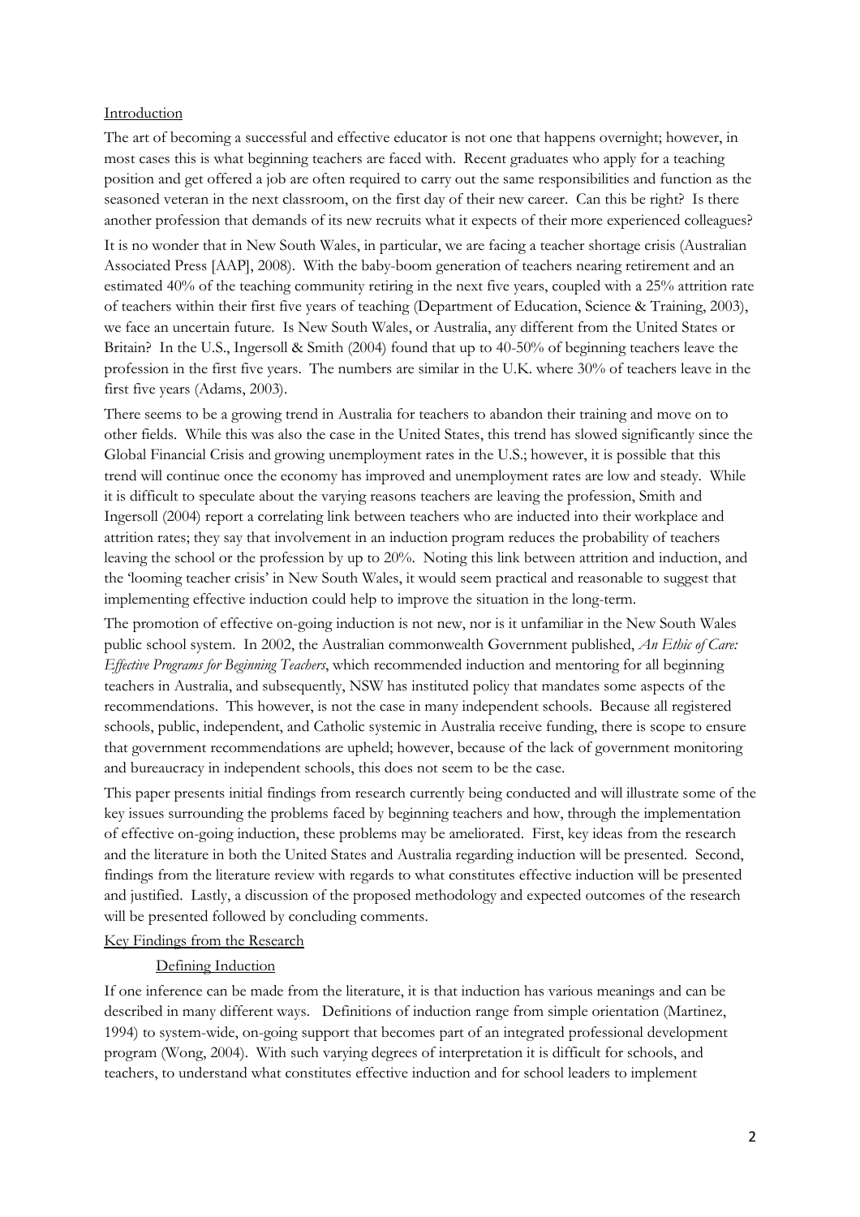## Introduction

The art of becoming a successful and effective educator is not one that happens overnight; however, in most cases this is what beginning teachers are faced with. Recent graduates who apply for a teaching position and get offered a job are often required to carry out the same responsibilities and function as the seasoned veteran in the next classroom, on the first day of their new career. Can this be right? Is there another profession that demands of its new recruits what it expects of their more experienced colleagues?

It is no wonder that in New South Wales, in particular, we are facing a teacher shortage crisis (Australian Associated Press [AAP], 2008). With the baby-boom generation of teachers nearing retirement and an estimated 40% of the teaching community retiring in the next five years, coupled with a 25% attrition rate of teachers within their first five years of teaching (Department of Education, Science & Training, 2003), we face an uncertain future. Is New South Wales, or Australia, any different from the United States or Britain? In the U.S., Ingersoll & Smith (2004) found that up to 40-50% of beginning teachers leave the profession in the first five years. The numbers are similar in the U.K. where 30% of teachers leave in the first five years (Adams, 2003).

There seems to be a growing trend in Australia for teachers to abandon their training and move on to other fields. While this was also the case in the United States, this trend has slowed significantly since the Global Financial Crisis and growing unemployment rates in the U.S.; however, it is possible that this trend will continue once the economy has improved and unemployment rates are low and steady. While it is difficult to speculate about the varying reasons teachers are leaving the profession, Smith and Ingersoll (2004) report a correlating link between teachers who are inducted into their workplace and attrition rates; they say that involvement in an induction program reduces the probability of teachers leaving the school or the profession by up to 20%. Noting this link between attrition and induction, and the 'looming teacher crisis' in New South Wales, it would seem practical and reasonable to suggest that implementing effective induction could help to improve the situation in the long-term.

The promotion of effective on-going induction is not new, nor is it unfamiliar in the New South Wales public school system. In 2002, the Australian commonwealth Government published, *An Ethic of Care: Effective Programs for Beginning Teachers*, which recommended induction and mentoring for all beginning teachers in Australia, and subsequently, NSW has instituted policy that mandates some aspects of the recommendations. This however, is not the case in many independent schools. Because all registered schools, public, independent, and Catholic systemic in Australia receive funding, there is scope to ensure that government recommendations are upheld; however, because of the lack of government monitoring and bureaucracy in independent schools, this does not seem to be the case.

This paper presents initial findings from research currently being conducted and will illustrate some of the key issues surrounding the problems faced by beginning teachers and how, through the implementation of effective on-going induction, these problems may be ameliorated. First, key ideas from the research and the literature in both the United States and Australia regarding induction will be presented. Second, findings from the literature review with regards to what constitutes effective induction will be presented and justified. Lastly, a discussion of the proposed methodology and expected outcomes of the research will be presented followed by concluding comments.

## Key Findings from the Research

### Defining Induction

If one inference can be made from the literature, it is that induction has various meanings and can be described in many different ways. Definitions of induction range from simple orientation (Martinez, 1994) to system-wide, on-going support that becomes part of an integrated professional development program (Wong, 2004). With such varying degrees of interpretation it is difficult for schools, and teachers, to understand what constitutes effective induction and for school leaders to implement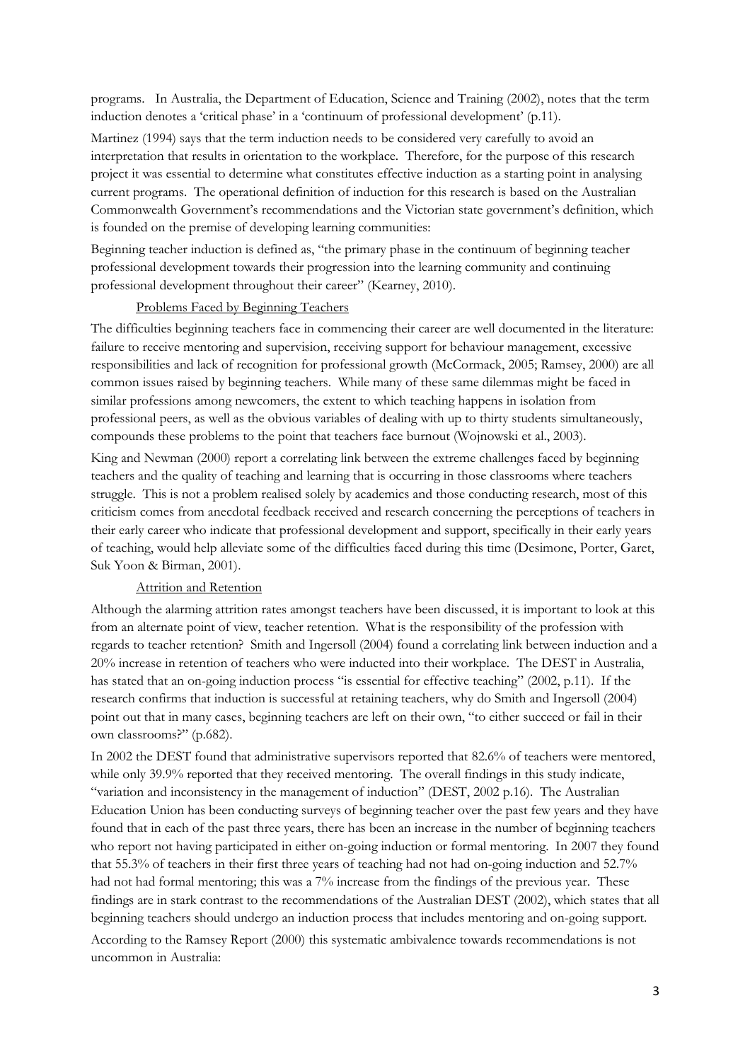programs. In Australia, the Department of Education, Science and Training (2002), notes that the term induction denotes a 'critical phase' in a 'continuum of professional development' (p.11).

Martinez (1994) says that the term induction needs to be considered very carefully to avoid an interpretation that results in orientation to the workplace. Therefore, for the purpose of this research project it was essential to determine what constitutes effective induction as a starting point in analysing current programs. The operational definition of induction for this research is based on the Australian Commonwealth Government's recommendations and the Victorian state government's definition, which is founded on the premise of developing learning communities:

Beginning teacher induction is defined as, "the primary phase in the continuum of beginning teacher professional development towards their progression into the learning community and continuing professional development throughout their career" (Kearney, 2010).

### Problems Faced by Beginning Teachers

The difficulties beginning teachers face in commencing their career are well documented in the literature: failure to receive mentoring and supervision, receiving support for behaviour management, excessive responsibilities and lack of recognition for professional growth (McCormack, 2005; Ramsey, 2000) are all common issues raised by beginning teachers. While many of these same dilemmas might be faced in similar professions among newcomers, the extent to which teaching happens in isolation from professional peers, as well as the obvious variables of dealing with up to thirty students simultaneously, compounds these problems to the point that teachers face burnout (Wojnowski et al., 2003).

King and Newman (2000) report a correlating link between the extreme challenges faced by beginning teachers and the quality of teaching and learning that is occurring in those classrooms where teachers struggle. This is not a problem realised solely by academics and those conducting research, most of this criticism comes from anecdotal feedback received and research concerning the perceptions of teachers in their early career who indicate that professional development and support, specifically in their early years of teaching, would help alleviate some of the difficulties faced during this time (Desimone, Porter, Garet, Suk Yoon & Birman, 2001).

### Attrition and Retention

Although the alarming attrition rates amongst teachers have been discussed, it is important to look at this from an alternate point of view, teacher retention. What is the responsibility of the profession with regards to teacher retention? Smith and Ingersoll (2004) found a correlating link between induction and a 20% increase in retention of teachers who were inducted into their workplace. The DEST in Australia, has stated that an on-going induction process "is essential for effective teaching" (2002, p.11). If the research confirms that induction is successful at retaining teachers, why do Smith and Ingersoll (2004) point out that in many cases, beginning teachers are left on their own, "to either succeed or fail in their own classrooms?" (p.682).

In 2002 the DEST found that administrative supervisors reported that 82.6% of teachers were mentored, while only 39.9% reported that they received mentoring. The overall findings in this study indicate, "variation and inconsistency in the management of induction" (DEST, 2002 p.16). The Australian Education Union has been conducting surveys of beginning teacher over the past few years and they have found that in each of the past three years, there has been an increase in the number of beginning teachers who report not having participated in either on-going induction or formal mentoring. In 2007 they found that 55.3% of teachers in their first three years of teaching had not had on-going induction and 52.7% had not had formal mentoring; this was a 7% increase from the findings of the previous year. These findings are in stark contrast to the recommendations of the Australian DEST (2002), which states that all beginning teachers should undergo an induction process that includes mentoring and on-going support.

According to the Ramsey Report (2000) this systematic ambivalence towards recommendations is not uncommon in Australia: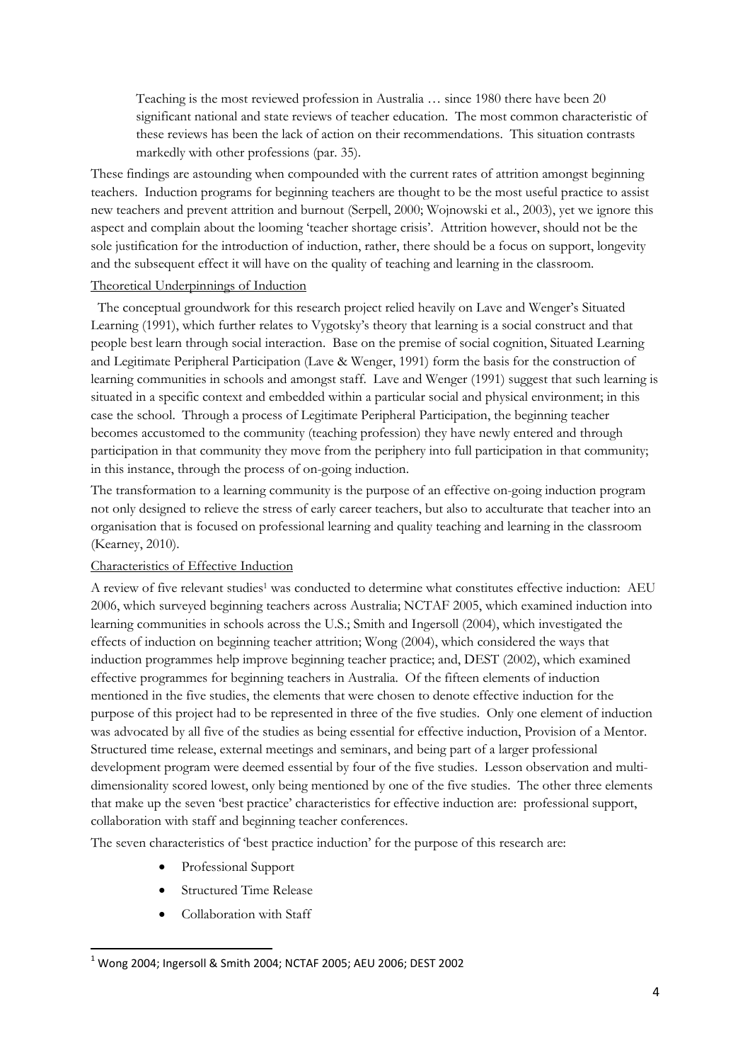> Teaching is the most reviewed profession in Australia … since 1980 there have been 20 significant national and state reviews of teacher education. The most common characteristic of these reviews has been the lack of action on their recommendations. This situation contrasts markedly with other professions (par. 35).

These findings are astounding when compounded with the current rates of attrition amongst beginning teachers. Induction programs for beginning teachers are thought to be the most useful practice to assist new teachers and prevent attrition and burnout (Serpell, 2000; Wojnowski et al., 2003), yet we ignore this aspect and complain about the looming 'teacher shortage crisis'. Attrition however, should not be the sole justification for the introduction of induction, rather, there should be a focus on support, longevity and the subsequent effect it will have on the quality of teaching and learning in the classroom.

### Theoretical Underpinnings of Induction

The conceptual groundwork for this research project relied heavily on Lave and Wenger's Situated Learning (1991), which further relates to Vygotsky's theory that learning is a social construct and that people best learn through social interaction. Base on the premise of social cognition, Situated Learning and Legitimate Peripheral Participation (Lave & Wenger, 1991) form the basis for the construction of learning communities in schools and amongst staff. Lave and Wenger (1991) suggest that such learning is situated in a specific context and embedded within a particular social and physical environment; in this case the school. Through a process of Legitimate Peripheral Participation, the beginning teacher becomes accustomed to the community (teaching profession) they have newly entered and through participation in that community they move from the periphery into full participation in that community; in this instance, through the process of on-going induction.

The transformation to a learning community is the purpose of an effective on-going induction program not only designed to relieve the stress of early career teachers, but also to acculturate that teacher into an organisation that is focused on professional learning and quality teaching and learning in the classroom (Kearney, 2010).

### Characteristics of Effective Induction

A review of five relevant studies[1] was conducted to determine what constitutes effective induction: AEU 2006, which surveyed beginning teachers across Australia; NCTAF 2005, which examined induction into learning communities in schools across the U.S.; Smith and Ingersoll (2004), which investigated the effects of induction on beginning teacher attrition; Wong (2004), which considered the ways that induction programmes help improve beginning teacher practice; and, DEST (2002), which examined effective programmes for beginning teachers in Australia. Of the fifteen elements of induction mentioned in the five studies, the elements that were chosen to denote effective induction for the purpose of this project had to be represented in three of the five studies. Only one element of induction was advocated by all five of the studies as being essential for effective induction, Provision of a Mentor. Structured time release, external meetings and seminars, and being part of a larger professional development program were deemed essential by four of the five studies. Lesson observation and multi-dimensionality scored lowest, only being mentioned by one of the five studies. The other three elements that make up the seven 'best practice' characteristics for effective induction are: professional support, collaboration with staff and beginning teacher conferences.

The seven characteristics of 'best practice induction' for the purpose of this research are:

- Professional Support
- Structured Time Release
- Collaboration with Staff

[1] Wong 2004; Ingersoll & Smith 2004; NCTAF 2005; AEU 2006; DEST 2002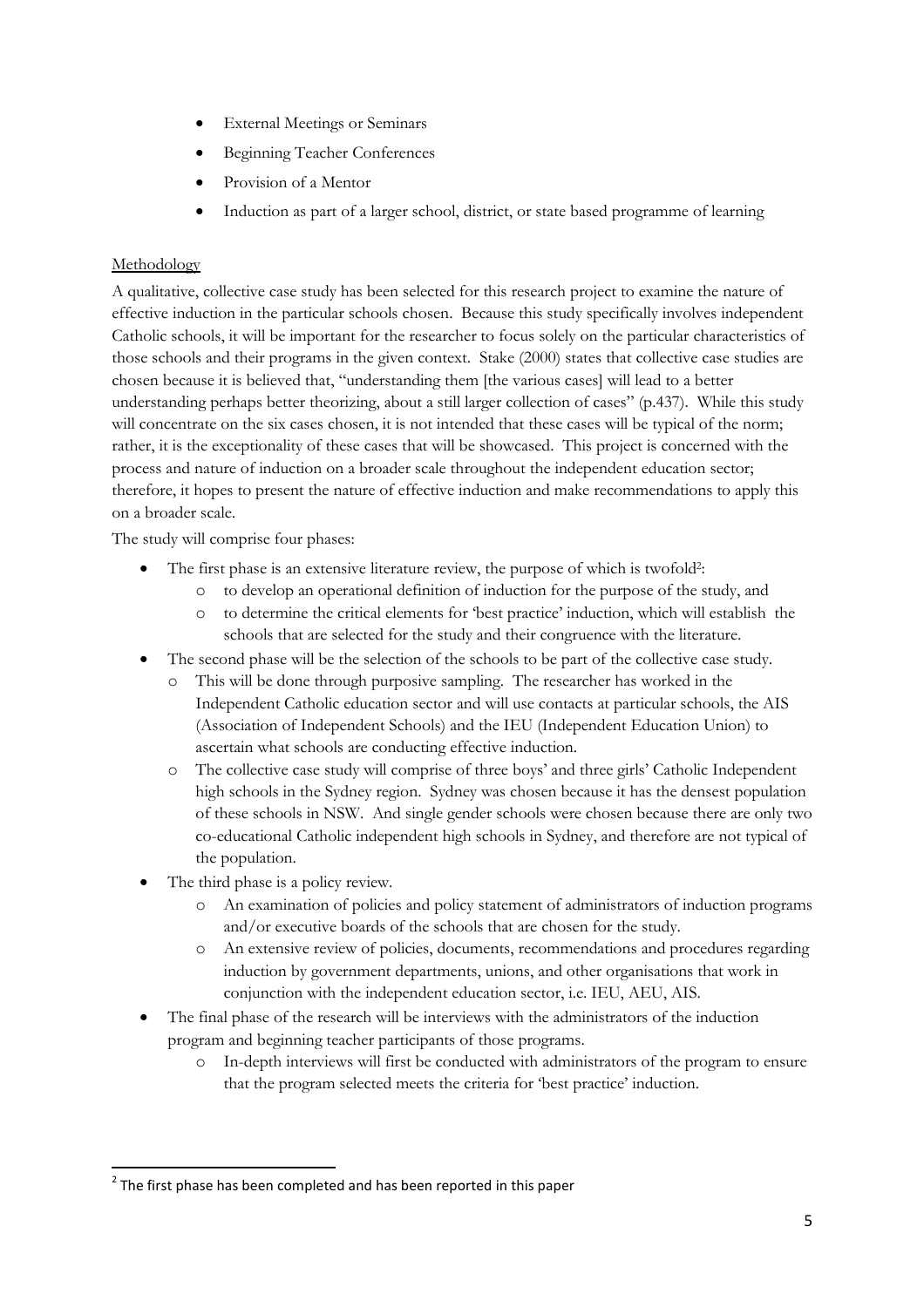- External Meetings or Seminars
- Beginning Teacher Conferences
- Provision of a Mentor
- Induction as part of a larger school, district, or state based programme of learning

Methodology

A qualitative, collective case study has been selected for this research project to examine the nature of effective induction in the particular schools chosen. Because this study specifically involves independent Catholic schools, it will be important for the researcher to focus solely on the particular characteristics of those schools and their programs in the given context. Stake (2000) states that collective case studies are chosen because it is believed that, "understanding them [the various cases] will lead to a better understanding perhaps better theorizing, about a still larger collection of cases" (p.437). While this study will concentrate on the six cases chosen, it is not intended that these cases will be typical of the norm; rather, it is the exceptionality of these cases that will be showcased. This project is concerned with the process and nature of induction on a broader scale throughout the independent education sector; therefore, it hopes to present the nature of effective induction and make recommendations to apply this on a broader scale.

The study will comprise four phases:

- The first phase is an extensive literature review, the purpose of which is twofold[2]:
  - to develop an operational definition of induction for the purpose of the study, and
  - to determine the critical elements for 'best practice' induction, which will establish the schools that are selected for the study and their congruence with the literature.
- The second phase will be the selection of the schools to be part of the collective case study.
  - This will be done through purposive sampling. The researcher has worked in the Independent Catholic education sector and will use contacts at particular schools, the AIS (Association of Independent Schools) and the IEU (Independent Education Union) to ascertain what schools are conducting effective induction.
  - The collective case study will comprise of three boys' and three girls' Catholic Independent high schools in the Sydney region. Sydney was chosen because it has the densest population of these schools in NSW. And single gender schools were chosen because there are only two co-educational Catholic independent high schools in Sydney, and therefore are not typical of the population.
- The third phase is a policy review.
  - An examination of policies and policy statement of administrators of induction programs and/or executive boards of the schools that are chosen for the study.
  - An extensive review of policies, documents, recommendations and procedures regarding induction by government departments, unions, and other organisations that work in conjunction with the independent education sector, i.e. IEU, AEU, AIS.
- The final phase of the research will be interviews with the administrators of the induction program and beginning teacher participants of those programs.
  - In-depth interviews will first be conducted with administrators of the program to ensure that the program selected meets the criteria for 'best practice' induction.

[2] The first phase has been completed and has been reported in this paper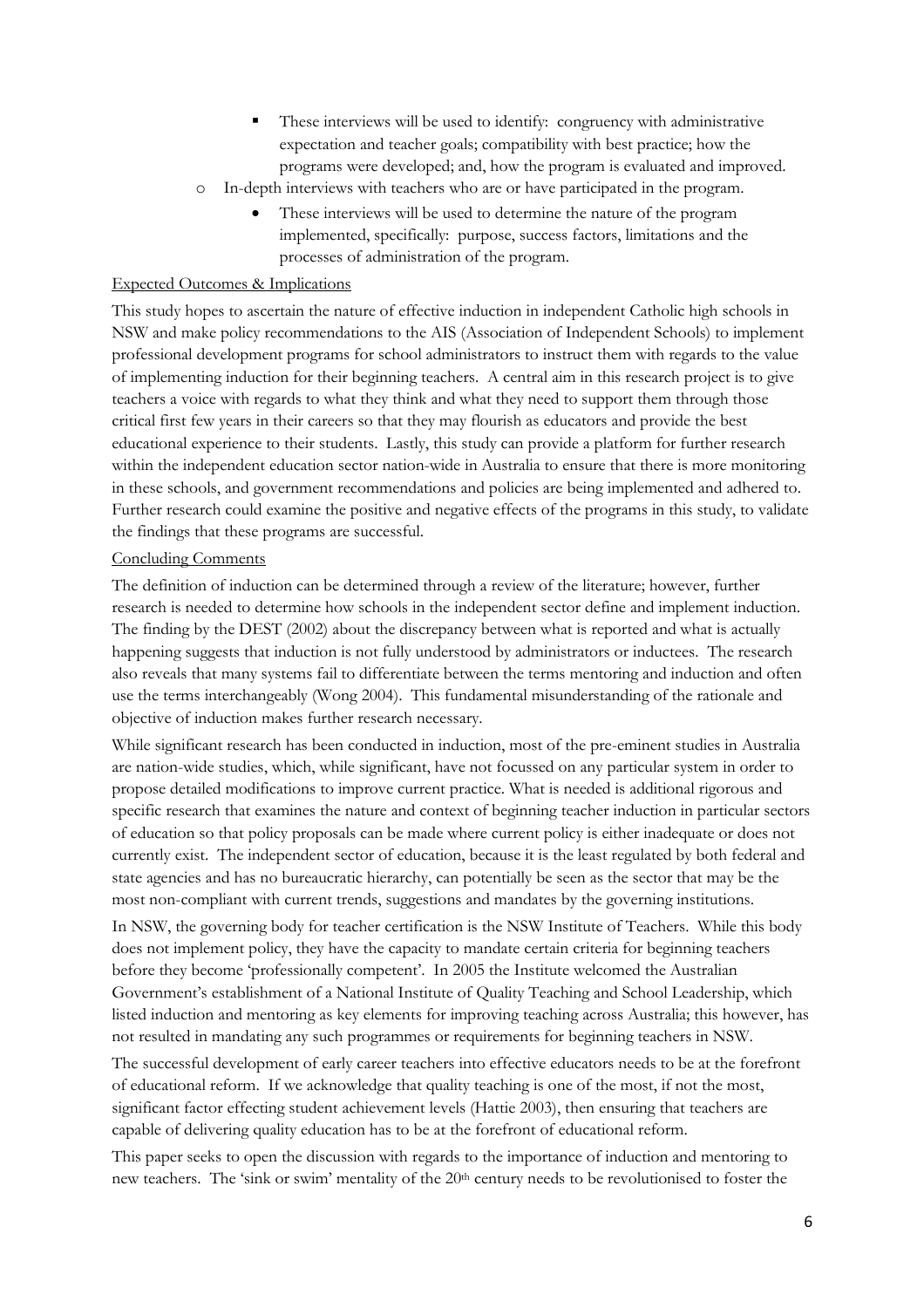- These interviews will be used to identify: congruency with administrative expectation and teacher goals; compatibility with best practice; how the programs were developed; and, how the program is evaluated and improved.
    - In-depth interviews with teachers who are or have participated in the program.
        - These interviews will be used to determine the nature of the program implemented, specifically: purpose, success factors, limitations and the processes of administration of the program.

## Expected Outcomes & Implications

This study hopes to ascertain the nature of effective induction in independent Catholic high schools in NSW and make policy recommendations to the AIS (Association of Independent Schools) to implement professional development programs for school administrators to instruct them with regards to the value of implementing induction for their beginning teachers. A central aim in this research project is to give teachers a voice with regards to what they think and what they need to support them through those critical first few years in their careers so that they may flourish as educators and provide the best educational experience to their students. Lastly, this study can provide a platform for further research within the independent education sector nation-wide in Australia to ensure that there is more monitoring in these schools, and government recommendations and policies are being implemented and adhered to. Further research could examine the positive and negative effects of the programs in this study, to validate the findings that these programs are successful.

## Concluding Comments

The definition of induction can be determined through a review of the literature; however, further research is needed to determine how schools in the independent sector define and implement induction. The finding by the DEST (2002) about the discrepancy between what is reported and what is actually happening suggests that induction is not fully understood by administrators or inductees. The research also reveals that many systems fail to differentiate between the terms mentoring and induction and often use the terms interchangeably (Wong 2004). This fundamental misunderstanding of the rationale and objective of induction makes further research necessary.

While significant research has been conducted in induction, most of the pre-eminent studies in Australia are nation-wide studies, which, while significant, have not focussed on any particular system in order to propose detailed modifications to improve current practice. What is needed is additional rigorous and specific research that examines the nature and context of beginning teacher induction in particular sectors of education so that policy proposals can be made where current policy is either inadequate or does not currently exist. The independent sector of education, because it is the least regulated by both federal and state agencies and has no bureaucratic hierarchy, can potentially be seen as the sector that may be the most non-compliant with current trends, suggestions and mandates by the governing institutions.

In NSW, the governing body for teacher certification is the NSW Institute of Teachers. While this body does not implement policy, they have the capacity to mandate certain criteria for beginning teachers before they become 'professionally competent'. In 2005 the Institute welcomed the Australian Government's establishment of a National Institute of Quality Teaching and School Leadership, which listed induction and mentoring as key elements for improving teaching across Australia; this however, has not resulted in mandating any such programmes or requirements for beginning teachers in NSW.

The successful development of early career teachers into effective educators needs to be at the forefront of educational reform. If we acknowledge that quality teaching is one of the most, if not the most, significant factor effecting student achievement levels (Hattie 2003), then ensuring that teachers are capable of delivering quality education has to be at the forefront of educational reform.

This paper seeks to open the discussion with regards to the importance of induction and mentoring to new teachers. The 'sink or swim' mentality of the 20th century needs to be revolutionised to foster the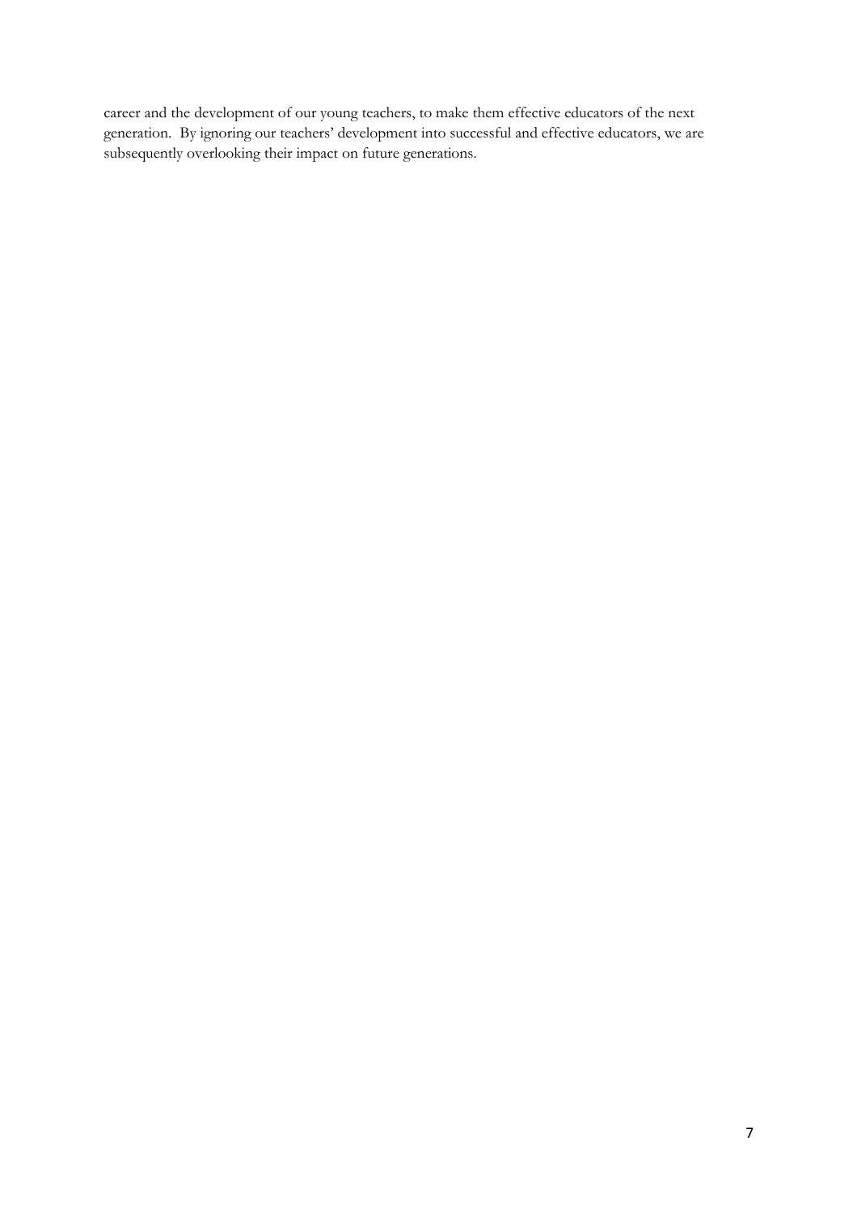career and the development of our young teachers, to make them effective educators of the next generation. By ignoring our teachers' development into successful and effective educators, we are subsequently overlooking their impact on future generations.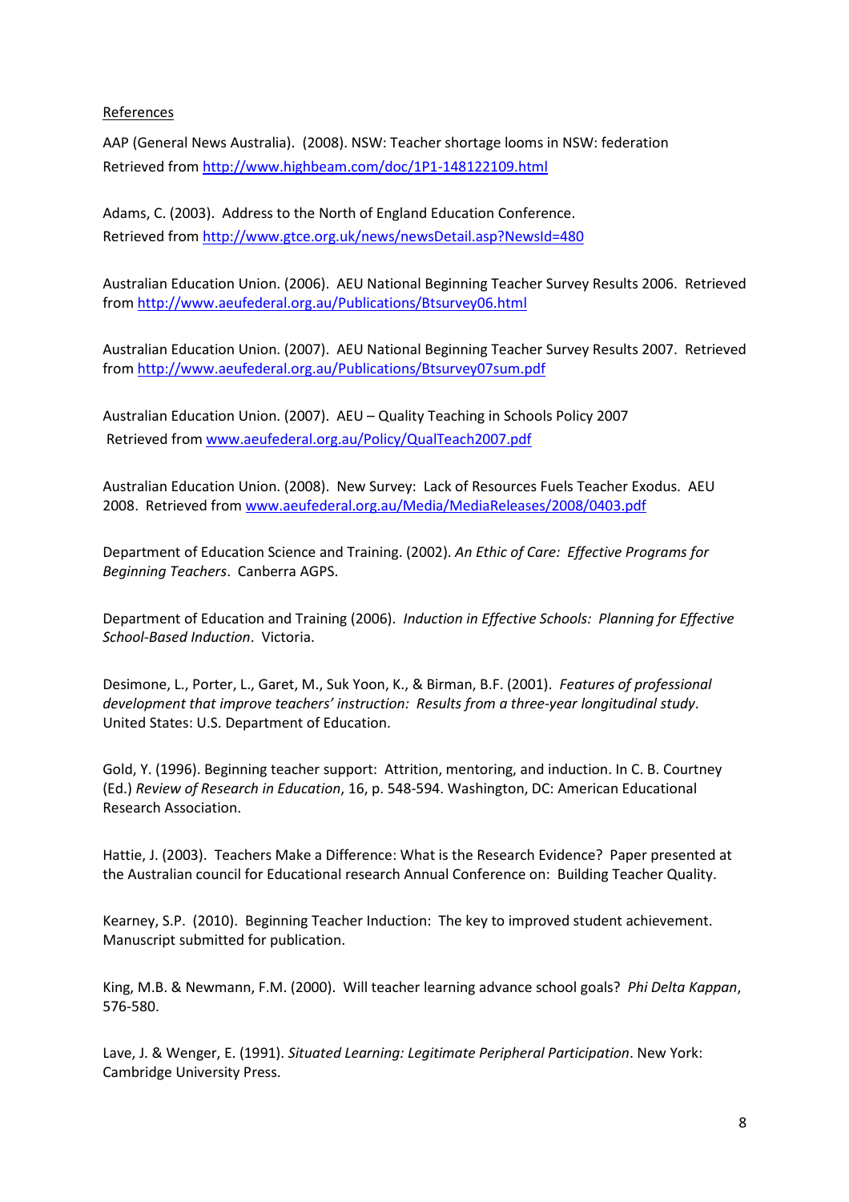References

AAP (General News Australia). (2008). NSW: Teacher shortage looms in NSW: federation Retrieved from http://www.highbeam.com/doc/1P1-148122109.html

Adams, C. (2003). Address to the North of England Education Conference. Retrieved from http://www.gtce.org.uk/news/newsDetail.asp?NewsId=480

Australian Education Union. (2006). AEU National Beginning Teacher Survey Results 2006. Retrieved from http://www.aeufederal.org.au/Publications/Btsurvey06.html

Australian Education Union. (2007). AEU National Beginning Teacher Survey Results 2007. Retrieved from http://www.aeufederal.org.au/Publications/Btsurvey07sum.pdf

Australian Education Union. (2007). AEU – Quality Teaching in Schools Policy 2007 Retrieved from www.aeufederal.org.au/Policy/QualTeach2007.pdf

Australian Education Union. (2008). New Survey: Lack of Resources Fuels Teacher Exodus. AEU 2008. Retrieved from www.aeufederal.org.au/Media/MediaReleases/2008/0403.pdf

Department of Education Science and Training. (2002). *An Ethic of Care: Effective Programs for Beginning Teachers*. Canberra AGPS.

Department of Education and Training (2006). *Induction in Effective Schools: Planning for Effective School-Based Induction*. Victoria.

Desimone, L., Porter, L., Garet, M., Suk Yoon, K., & Birman, B.F. (2001). *Features of professional development that improve teachers' instruction: Results from a three-year longitudinal study*. United States: U.S. Department of Education.

Gold, Y. (1996). Beginning teacher support: Attrition, mentoring, and induction. In C. B. Courtney (Ed.) *Review of Research in Education*, 16, p. 548-594. Washington, DC: American Educational Research Association.

Hattie, J. (2003). Teachers Make a Difference: What is the Research Evidence? Paper presented at the Australian council for Educational research Annual Conference on: Building Teacher Quality.

Kearney, S.P. (2010). Beginning Teacher Induction: The key to improved student achievement. Manuscript submitted for publication.

King, M.B. & Newmann, F.M. (2000). Will teacher learning advance school goals? *Phi Delta Kappan*, 576-580.

Lave, J. & Wenger, E. (1991). *Situated Learning: Legitimate Peripheral Participation*. New York: Cambridge University Press.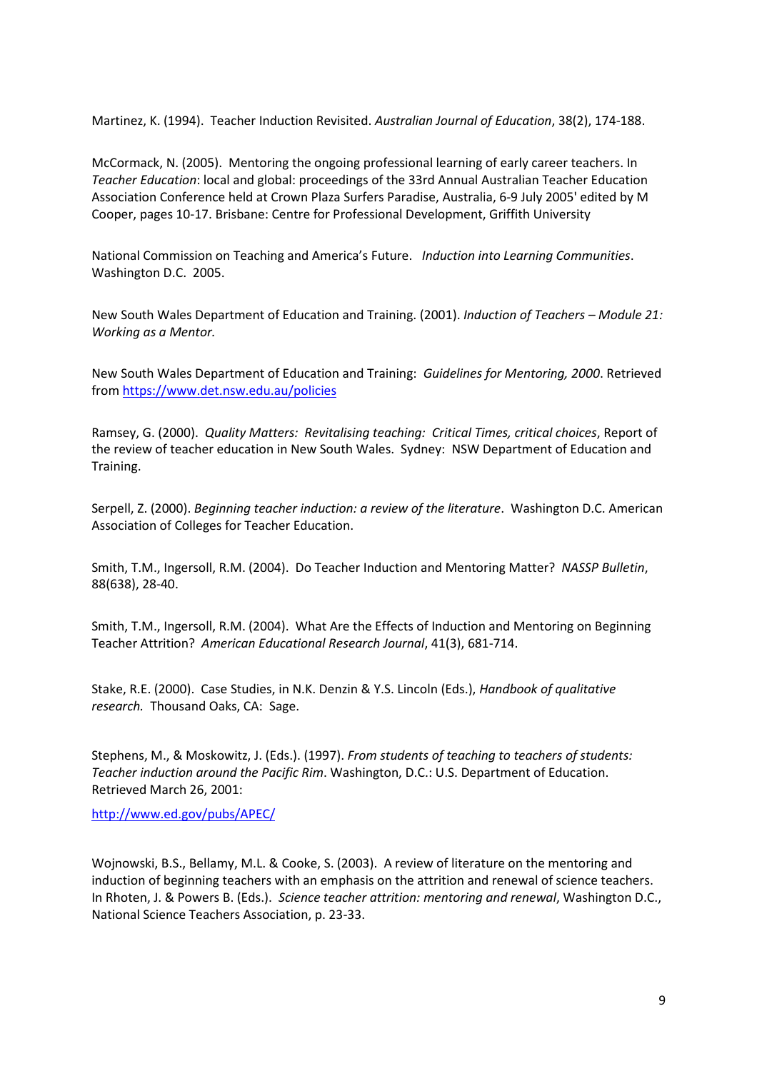Martinez, K. (1994). Teacher Induction Revisited. *Australian Journal of Education*, 38(2), 174-188.

McCormack, N. (2005). Mentoring the ongoing professional learning of early career teachers. In *Teacher Education*: local and global: proceedings of the 33rd Annual Australian Teacher Education Association Conference held at Crown Plaza Surfers Paradise, Australia, 6-9 July 2005' edited by M Cooper, pages 10-17. Brisbane: Centre for Professional Development, Griffith University

National Commission on Teaching and America's Future. *Induction into Learning Communities*. Washington D.C. 2005.

New South Wales Department of Education and Training. (2001). *Induction of Teachers – Module 21: Working as a Mentor.*

New South Wales Department of Education and Training: *Guidelines for Mentoring, 2000*. Retrieved from https://www.det.nsw.edu.au/policies

Ramsey, G. (2000). *Quality Matters: Revitalising teaching: Critical Times, critical choices*, Report of the review of teacher education in New South Wales. Sydney: NSW Department of Education and Training.

Serpell, Z. (2000). *Beginning teacher induction: a review of the literature*. Washington D.C. American Association of Colleges for Teacher Education.

Smith, T.M., Ingersoll, R.M. (2004). Do Teacher Induction and Mentoring Matter? *NASSP Bulletin*, 88(638), 28-40.

Smith, T.M., Ingersoll, R.M. (2004). What Are the Effects of Induction and Mentoring on Beginning Teacher Attrition? *American Educational Research Journal*, 41(3), 681-714.

Stake, R.E. (2000). Case Studies, in N.K. Denzin & Y.S. Lincoln (Eds.), *Handbook of qualitative research.* Thousand Oaks, CA: Sage.

Stephens, M., & Moskowitz, J. (Eds.). (1997). *From students of teaching to teachers of students: Teacher induction around the Pacific Rim*. Washington, D.C.: U.S. Department of Education. Retrieved March 26, 2001:

http://www.ed.gov/pubs/APEC/

Wojnowski, B.S., Bellamy, M.L. & Cooke, S. (2003). A review of literature on the mentoring and induction of beginning teachers with an emphasis on the attrition and renewal of science teachers. In Rhoten, J. & Powers B. (Eds.). *Science teacher attrition: mentoring and renewal*, Washington D.C., National Science Teachers Association, p. 23-33.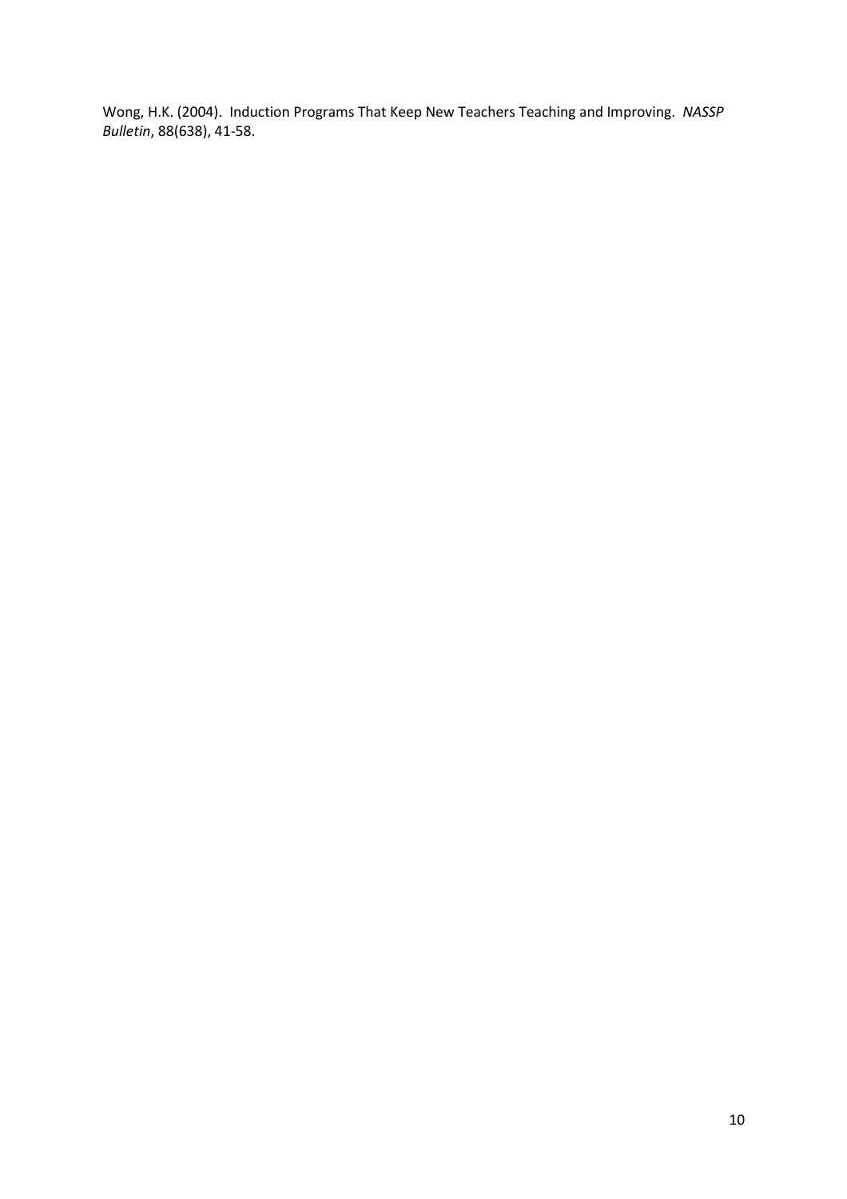Wong, H.K. (2004). Induction Programs That Keep New Teachers Teaching and Improving. *NASSP Bulletin*, 88(638), 41-58.